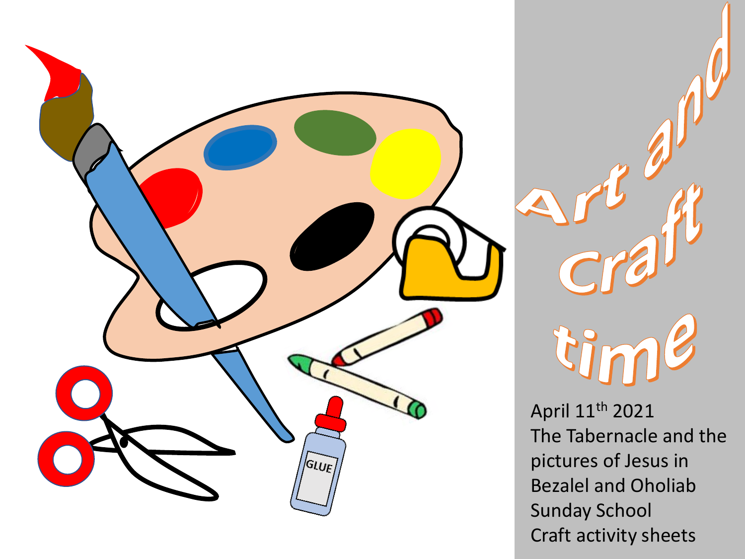# Art and Craft time

April 11th 2021

The Tabernacle and the pictures of Jesus in Bezalel and Oholiab

Sunday School

Craft activity sheets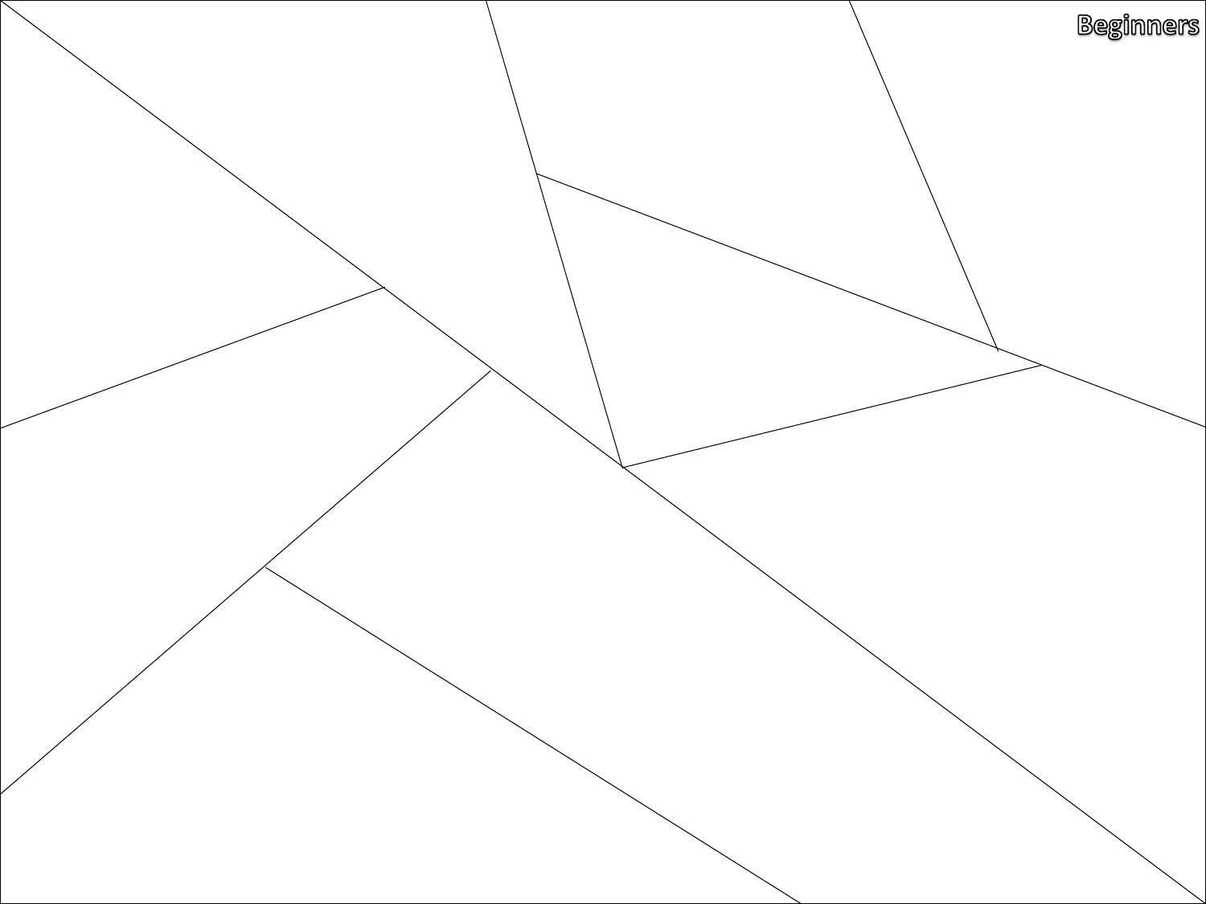Beginners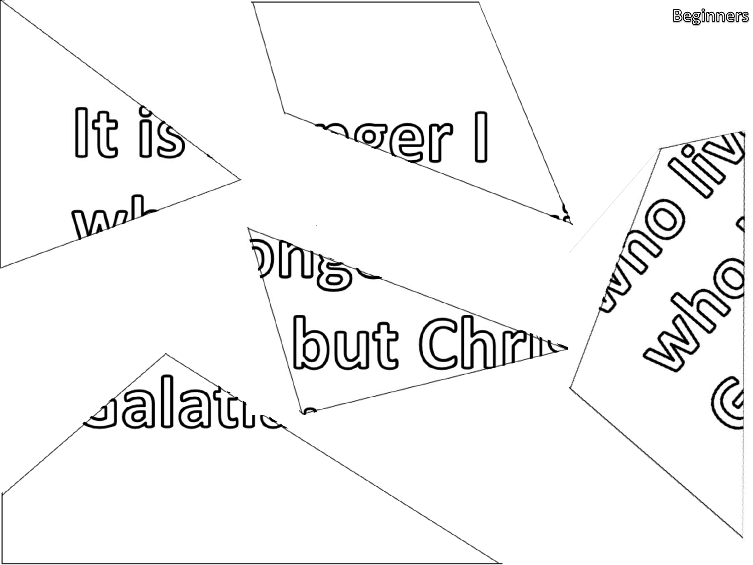Beginners

It is

nger I

wh

onge

but Chri

who liv

who

G

alati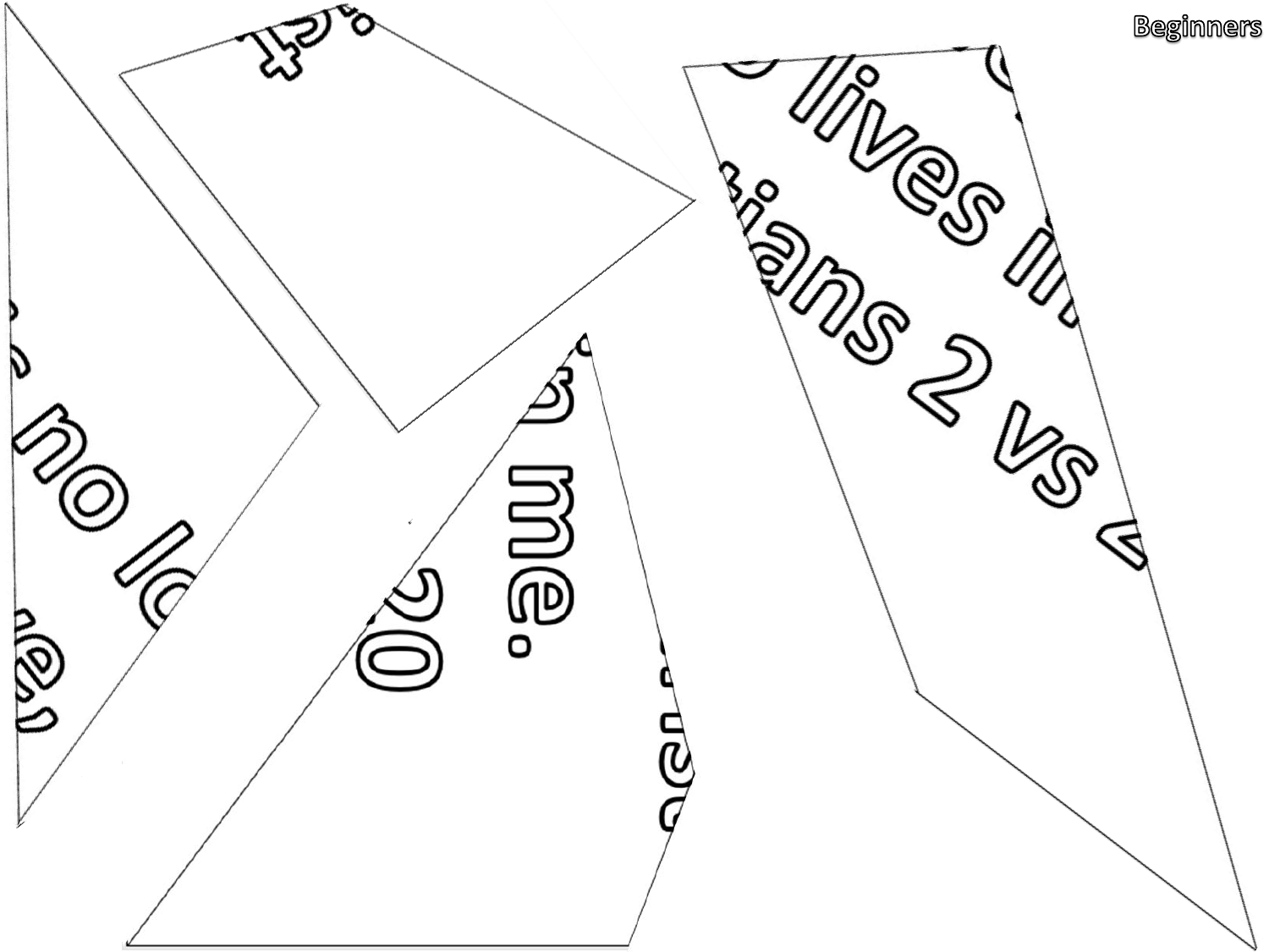Beginners

lives in

tians 2 vs 4

s no lo

me.

20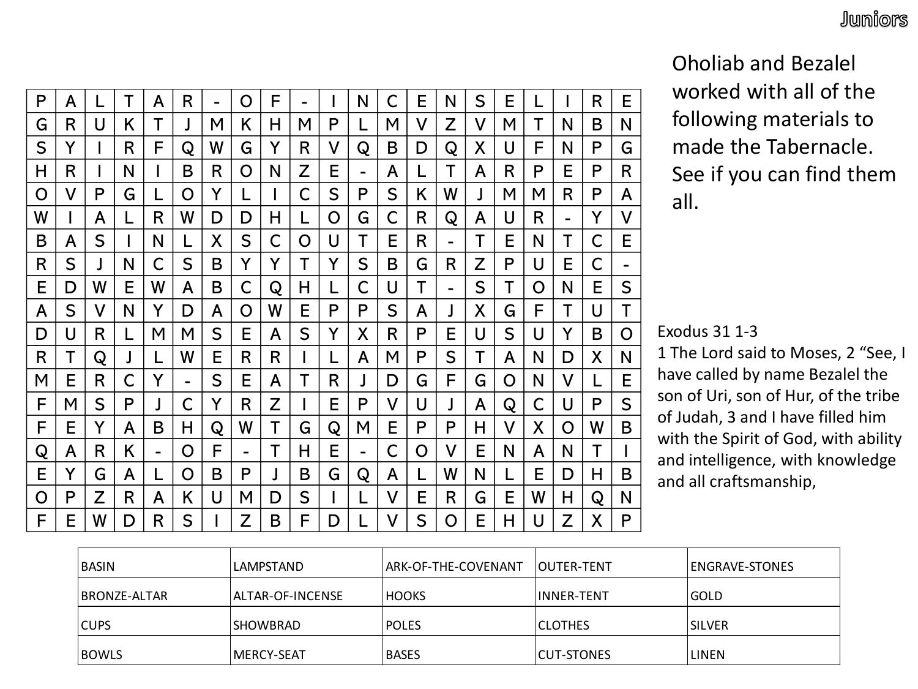Juniors

Oholiab and Bezalel worked with all of the following materials to made the Tabernacle. See if you can find them all.

| | | | | | | | | | | | | | | | | | | | | | |
|---|---|---|---|---|---|---|---|---|---|---|---|---|---|---|---|---|---|---|---|---|---|
| P | A | L | T | A | R | - | O | F | - | I | N | C | E | N | S | E | L | I | R | E |
| G | R | U | K | T | J | M | K | H | M | P | L | M | V | Z | V | M | T | N | B | N |
| S | Y | I | R | F | Q | W | G | Y | R | V | Q | B | D | Q | X | U | F | N | P | G |
| H | R | I | N | I | B | R | O | N | Z | E | - | A | L | T | A | R | P | E | P | R |
| O | V | P | G | L | O | Y | L | I | C | S | P | S | K | W | J | M | M | R | P | A |
| W | I | A | L | R | W | D | D | H | L | O | G | C | R | Q | A | U | R | - | Y | V |
| B | A | S | I | N | L | X | S | C | O | U | T | E | R | - | T | E | N | T | C | E |
| R | S | J | N | C | S | B | Y | Y | T | Y | S | B | G | R | Z | P | U | E | C | - |
| E | D | W | E | W | A | B | C | Q | H | L | C | U | T | - | S | T | O | N | E | S |
| A | S | V | N | Y | D | A | O | W | E | P | P | S | A | J | X | G | F | T | U | T |
| D | U | R | L | M | M | S | E | A | S | Y | X | R | P | E | U | S | U | Y | B | O |
| R | T | Q | J | L | W | E | R | R | I | L | A | M | P | S | T | A | N | D | X | N |
| M | E | R | C | Y | - | S | E | A | T | R | J | D | G | F | G | O | N | V | L | E |
| F | M | S | P | J | C | Y | R | Z | I | E | P | V | U | J | A | Q | C | U | P | S |
| F | E | Y | A | B | H | Q | W | T | G | Q | M | E | P | P | H | V | X | O | W | B |
| Q | A | R | K | - | O | F | - | T | H | E | - | C | O | V | E | N | A | N | T | I |
| E | Y | G | A | L | O | B | P | J | B | G | Q | A | L | W | N | L | E | D | H | B |
| O | P | Z | R | A | K | U | M | D | S | I | L | V | E | R | G | E | W | H | Q | N |
| F | E | W | D | R | S | I | Z | B | F | D | L | V | S | O | E | H | U | Z | X | P |

Exodus 31 1-3
1 The Lord said to Moses, 2 "See, I have called by name Bezalel the son of Uri, son of Hur, of the tribe of Judah, 3 and I have filled him with the Spirit of God, with ability and intelligence, with knowledge and all craftsmanship,

| | | | | |
|---|---|---|---|---|
| BASIN | LAMPSTAND | ARK-OF-THE-COVENANT | OUTER-TENT | ENGRAVE-STONES |
| BRONZE-ALTAR | ALTAR-OF-INCENSE | HOOKS | INNER-TENT | GOLD |
| CUPS | SHOWBRAD | POLES | CLOTHES | SILVER |
| BOWLS | MERCY-SEAT | BASES | CUT-STONES | LINEN |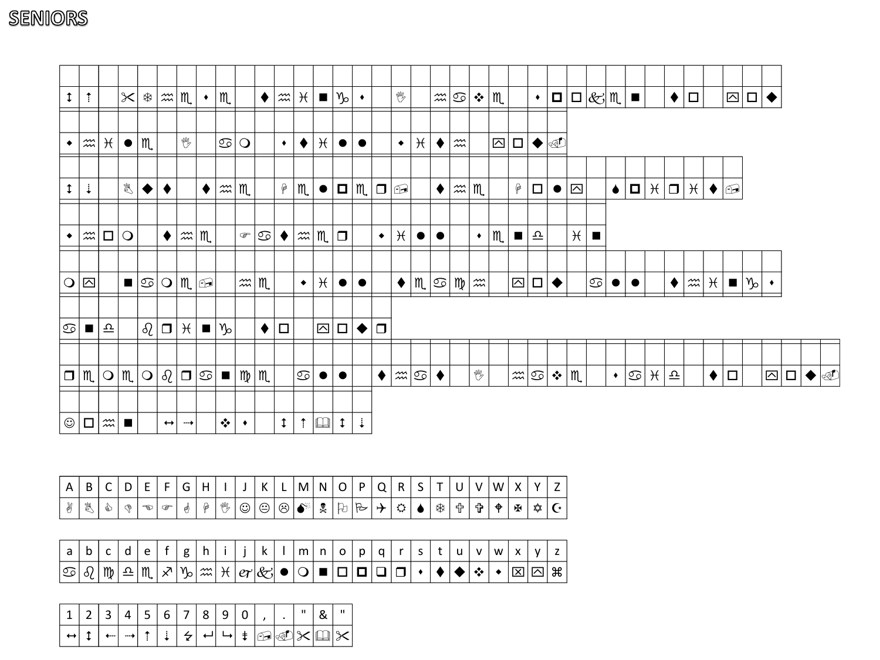# SENIORS

| | | | | | | | | | | | | | | | | | | | | | | | | | | | | | | | | | | | | |
|---|---|---|---|---|---|---|---|---|---|---|---|---|---|---|---|---|---|---|---|---|---|---|---|---|---|---|---|---|---|---|---|---|---|---|---|---|
| ↕ | ⇡ | | ✂ | ❄ | ♒ | ♏ | ⬧ | ♏ | | ⧫ | ♒ | ♓ | ■ | ♑ | ⬧ | | ✋ | | ♒ | ♋ | ❖ | ♏ | | ⬧ | ◻ | □ | 🙵 | ♏ | ■ | | ⧫ | □ | | ⍓ | □ | ◆ |

| | | | | | | | | | | | | | | | | | | | | | | | | | |
|---|---|---|---|---|---|---|---|---|---|---|---|---|---|---|---|---|---|---|---|---|---|---|---|---|---|
| ⬥ | ♒ | ♓ | ● | ♏ | | ✋ | | ♋ | ❍ | | ⬧ | ⧫ | ♓ | ● | ● | | ⬥ | ♓ | ⧫ | ♒ | | ⍓ | □ | ◆ | 📬 |

| | | | | | | | | | | | | | | | | | | | | | | | | | | | | | | | | | | |
|---|---|---|---|---|---|---|---|---|---|---|---|---|---|---|---|---|---|---|---|---|---|---|---|---|---|---|---|---|---|---|---|---|---|---|
| ↕ | ⇣ | | 👌 | ◆ | ⧫ | | ⧫ | ♒ | ♏ | | ☟ | ♏ | ● | ◻ | ♏ | ❒ | 📪 | | ⧫ | ♒ | ♏ | | ☟ | □ | ● | ⍓ | | 💧 | ◻ | ♓ | ❒ | ♓ | ⧫ | 📪 |

| | | | | | | | | | | | | | | | | | | | | | | | | | | | |
|---|---|---|---|---|---|---|---|---|---|---|---|---|---|---|---|---|---|---|---|---|---|---|---|---|---|---|---|
| ⬥ | ♒ | □ | ❍ | | ⧫ | ♒ | ♏ | | ☞ | ♋ | ⧫ | ♒ | ♏ | ❒ | | ⬥ | ♓ | ● | ● | | ⬧ | ♏ | ■ | ♎ | | ♓ | ■ |

| | | | | | | | | | | | | | | | | | | | | | | | | | | | | | | | | | | | | |
|---|---|---|---|---|---|---|---|---|---|---|---|---|---|---|---|---|---|---|---|---|---|---|---|---|---|---|---|---|---|---|---|---|---|---|---|---|
| ❍ | ⍓ | | ■ | ♋ | ❍ | ♏ | 📪 | | ♒ | ♏ | | ⬥ | ♓ | ● | ● | | ⧫ | ♏ | ♋ | ♍ | ♒ | | ⍓ | □ | ◆ | | ♋ | ● | ● | | ⧫ | ♒ | ♓ | ■ | ♑ | ⬧ |

| | | | | | | | | | | | | | | | | |
|---|---|---|---|---|---|---|---|---|---|---|---|---|---|---|---|---|
| ♋ | ■ | ♎ | | ♌ | ❒ | ♓ | ■ | ♑ | | ⧫ | □ | | ⍓ | □ | ◆ | ❒ |

| | | | | | | | | | | | | | | | | | | | | | | | | | | | | | | | | | | | | | | | |
|---|---|---|---|---|---|---|---|---|---|---|---|---|---|---|---|---|---|---|---|---|---|---|---|---|---|---|---|---|---|---|---|---|---|---|---|---|---|---|---|
| ❒ | ♏ | ❍ | ♏ | ❍ | ♌ | ❒ | ♋ | ■ | ♍ | ♏ | | ♋ | ● | ● | | ⧫ | ♒ | ♋ | ⧫ | | ✋ | | ♒ | ♋ | ❖ | ♏ | | ⬧ | ♋ | ♓ | ♎ | | ⧫ | □ | | ⍓ | □ | ◆ | 📬 |

| | | | | | | | | | | | | | | | |
|---|---|---|---|---|---|---|---|---|---|---|---|---|---|---|---|
| ☺ | □ | ♒ | ■ | | ↔ | ⇢ | | ❖ | ⬧ | | ↕ | ⇡ | 📖 | ↕ | ⇣ |

| A | B | C | D | E | F | G | H | I | J | K | L | M | N | O | P | Q | R | S | T | U | V | W | X | Y | Z |
|---|---|---|---|---|---|---|---|---|---|---|---|---|---|---|---|---|---|---|---|---|---|---|---|---|---|
| ✌ | 👌 | 👍 | 👎 | ☜ | ☞ | ☝ | ☟ | ✋ | ☺ | 😐 | ☹ | 💣 | ☠ | 🏳 | 🏱 | ✈ | ☼ | 💧 | ❄ | 🕆 | ✞ | 🕈 | ✠ | ✡ | ☪ |

| a | b | c | d | e | f | g | h | i | j | k | l | m | n | o | p | q | r | s | t | u | v | w | x | y | z |
|---|---|---|---|---|---|---|---|---|---|---|---|---|---|---|---|---|---|---|---|---|---|---|---|---|---|
| ♋ | ♌ | ♍ | ♎ | ♏ | ♐ | ♑ | ♒ | ♓ | 🙰 | 🙵 | ● | ❍ | ■ | □ | ◻ | ❑ | ❒ | ⬧ | ⧫ | ◆ | ❖ | ⬥ | ⌧ | ⍓ | ⌘ |

| 1 | 2 | 3 | 4 | 5 | 6 | 7 | 8 | 9 | 0 | , | . | " | & | " |
|---|---|---|---|---|---|---|---|---|---|---|---|---|---|---|
| ↔ | ↕ | ⇠ | ⇢ | ⇡ | ⇣ | ↯ | ↵ | ↳ | ⇟ | 📪 | 📬 | ✂ | 📖 | ✂ |